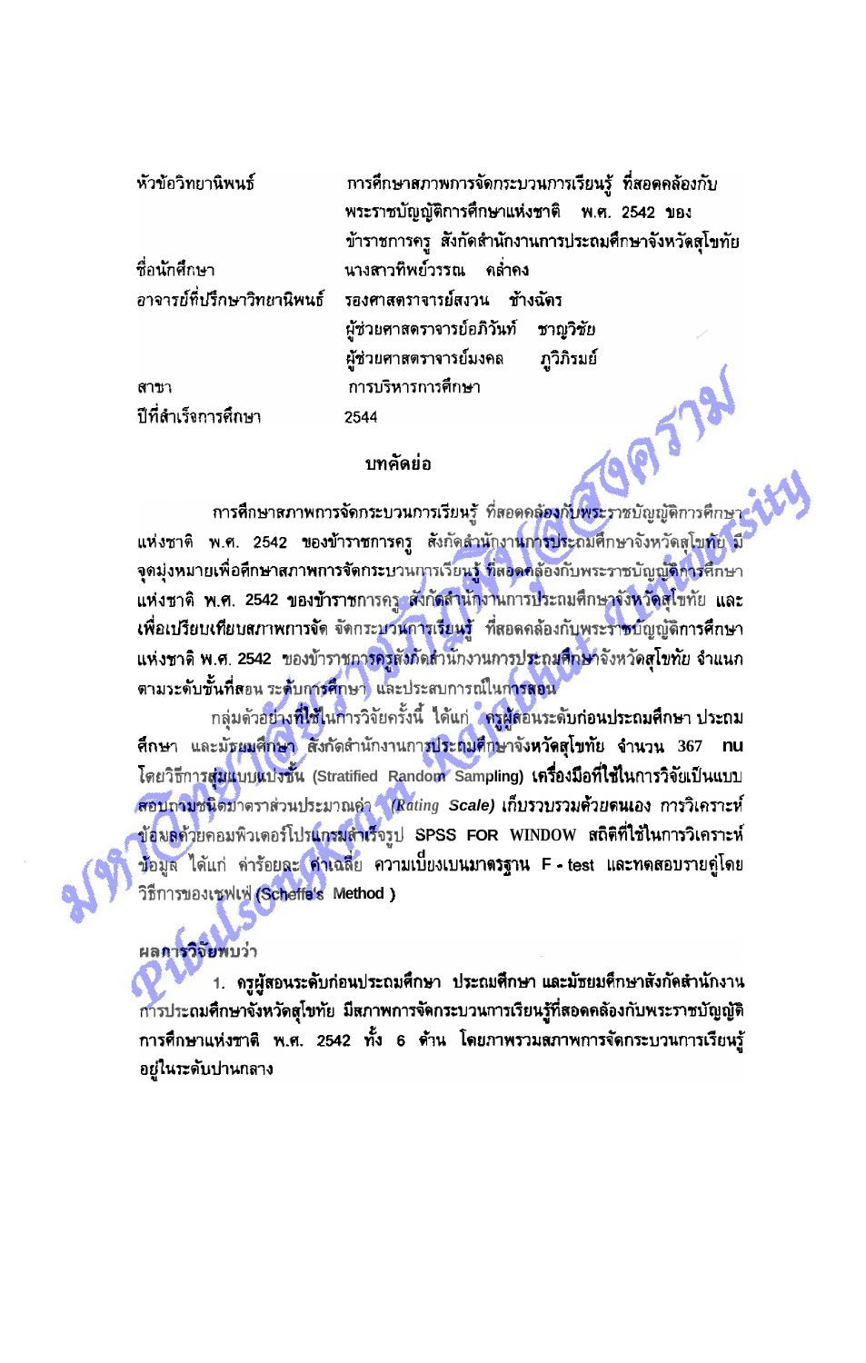| | |
|---|---|
| หัวข้อวิทยานิพนธ์ | การศึกษาสภาพการจัดกระบวนการเรียนรู้ ที่สอดคล้องกับพระราชบัญญัติการศึกษาแห่งชาติ พ.ศ. 2542 ของข้าราชการครู สังกัดสำนักงานการประถมศึกษาจังหวัดสุโขทัย |
| ชื่อนักศึกษา | นางสาวทิพย์วรรณ คล่ำคง |
| อาจารย์ที่ปรึกษาวิทยานิพนธ์ | รองศาสตราจารย์สงวน ช้างฉัตร |
| | ผู้ช่วยศาสตราจารย์อภิวันท์ ชาญวิชัย |
| | ผู้ช่วยศาสตราจารย์มงคล ภูวิภิรมย์ |
| สาขา | การบริหารการศึกษา |
| ปีที่สำเร็จการศึกษา | 2544 |

## บทคัดย่อ

การศึกษาสภาพการจัดกระบวนการเรียนรู้ ที่สอดคล้องกับพระราชบัญญัติการศึกษาแห่งชาติ พ.ศ. 2542 ของข้าราชการครู สังกัดสำนักงานการประถมศึกษาจังหวัดสุโขทัย มีจุดมุ่งหมายเพื่อศึกษาสภาพการจัดกระบวนการเรียนรู้ ที่สอดคล้องกับพระราชบัญญัติการศึกษาแห่งชาติ พ.ศ. 2542 ของข้าราชการครู สังกัดสำนักงานการประถมศึกษาจังหวัดสุโขทัย และเพื่อเปรียบเทียบสภาพการจัด จัดกระบวนการเรียนรู้ ที่สอดคล้องกับพระราชบัญญัติการศึกษาแห่งชาติ พ.ศ. 2542 ของข้าราชการครูสังกัดสำนักงานการประถมศึกษาจังหวัดสุโขทัย จำแนกตามระดับชั้นที่สอน ระดับการศึกษา และประสบการณ์ในการสอน

กลุ่มตัวอย่างที่ใช้ในการวิจัยครั้งนี้ ได้แก่ ครูผู้สอนระดับก่อนประถมศึกษา ประถมศึกษา และมัธยมศึกษา สังกัดสำนักงานการประถมศึกษาจังหวัดสุโขทัย จำนวน 367 คน โดยวิธีการสุ่มแบบแบ่งชั้น (Stratified Random Sampling) เครื่องมือที่ใช้ในการวิจัยเป็นแบบสอบถามชนิดมาตราส่วนประมาณค่า (*Rating Scale*) เก็บรวบรวมด้วยตนเอง การวิเคราะห์ข้อมูลด้วยคอมพิวเตอร์โปรแกรมสำเร็จรูป SPSS FOR WINDOW สถิติที่ใช้ในการวิเคราะห์ข้อมูล ได้แก่ ค่าร้อยละ ค่าเฉลี่ย ความเบี่ยงเบนมาตรฐาน F - test และทดสอบรายคู่โดยวิธีการของเชฟเฟ่ (Scheffe's Method )

ผลการวิจัยพบว่า

1. ครูผู้สอนระดับก่อนประถมศึกษา ประถมศึกษา และมัธยมศึกษาสังกัดสำนักงานการประถมศึกษาจังหวัดสุโขทัย มีสภาพการจัดกระบวนการเรียนรู้ที่สอดคล้องกับพระราชบัญญัติการศึกษาแห่งชาติ พ.ศ. 2542 ทั้ง 6 ด้าน โดยภาพรวมสภาพการจัดกระบวนการเรียนรู้อยู่ในระดับปานกลาง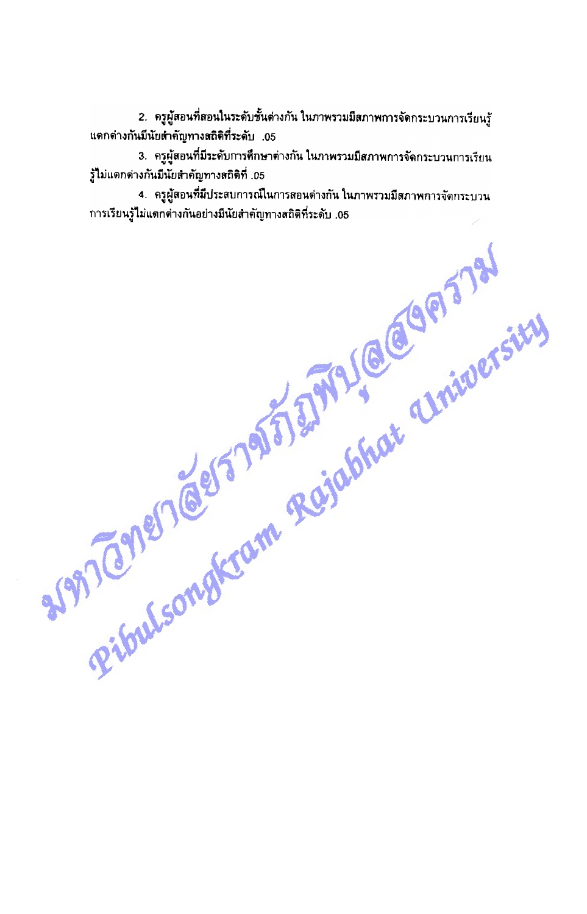2. ครูผู้สอนที่สอนในระดับชั้นต่างกัน ในภาพรวมมีสภาพการจัดกระบวนการเรียนรู้แตกต่างกันมีนัยสำคัญทางสถิติที่ระดับ .05

3. ครูผู้สอนที่มีระดับการศึกษาต่างกัน ในภาพรวมมีสภาพการจัดกระบวนการเรียนรู้ไม่แตกต่างกันมีนัยสำคัญทางสถิติที่ .05

4. ครูผู้สอนที่มีประสบการณ์ในการสอนต่างกัน ในภาพรวมมีสภาพการจัดกระบวนการเรียนรู้ไม่แตกต่างกันอย่างมีนัยสำคัญทางสถิติที่ระดับ .05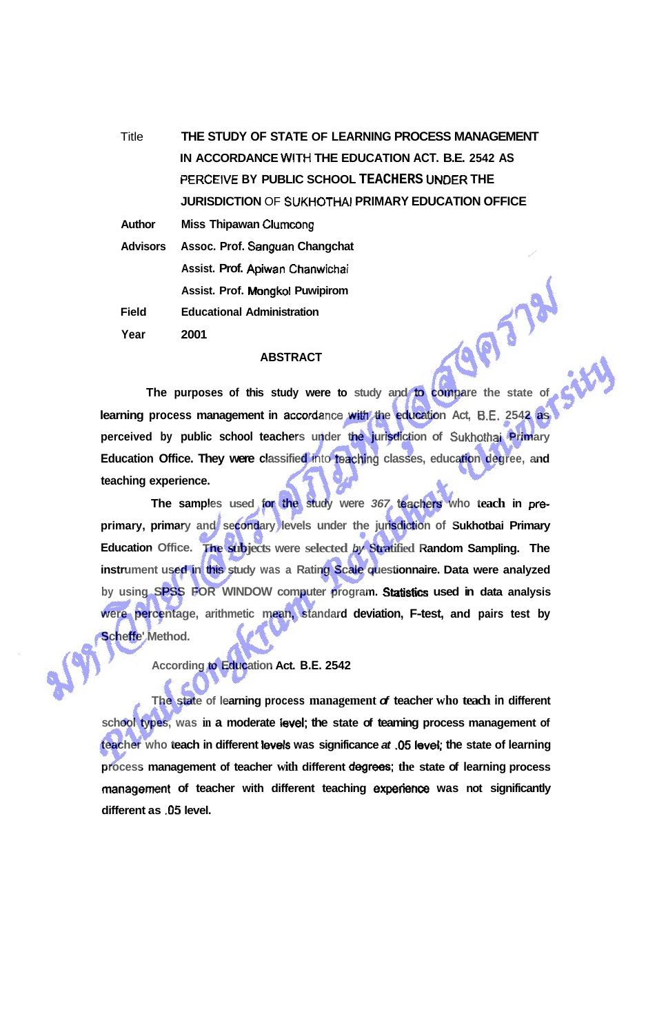| | |
|---|---|
| Title | **THE STUDY OF STATE OF LEARNING PROCESS MANAGEMENT IN ACCORDANCE WITH THE EDUCATION ACT. B.E. 2542 AS PERCEIVE BY PUBLIC SCHOOL TEACHERS UNDER THE JURISDICTION OF SUKHOTHAI PRIMARY EDUCATION OFFICE** |
| **Author** | **Miss Thipawan Clumcong** |
| **Advisors** | **Assoc. Prof. Sanguan Changchat** |
| | **Assist. Prof. Apiwan Chanwichai** |
| | **Assist. Prof. Mongkol Puwipirom** |
| **Field** | **Educational Administration** |
| **Year** | **2001** |

## ABSTRACT

The purposes of this study were to study and to compare the state of learning process management in accordance with the education Act, B.E. 2542 as perceived by public school teachers under the jurisdiction of Sukhothai Primary Education Office. They were classified into teaching classes, education degree, and teaching experience.

The samples used for the study were 367 teachers who teach in pre-primary, primary and secondary levels under the jurisdiction of Sukhotbai Primary Education Office. The subjects were selected by Stratified Random Sampling. The instrument used in this study was a Rating Scale questionnaire. Data were analyzed by using SPSS FOR WINDOW computer program. Statistics used in data analysis were percentage, arithmetic mean, standard deviation, F-test, and pairs test by Scheffe' Method.

According to Education Act. B.E. 2542

The state of learning process management of teacher who teach in different school types, was in a moderate level; the state of teaming process management of teacher who teach in different levels was significance at .05 level; the state of learning process management of teacher with different degrees; the state of learning process management of teacher with different teaching experience was not significantly different as .05 level.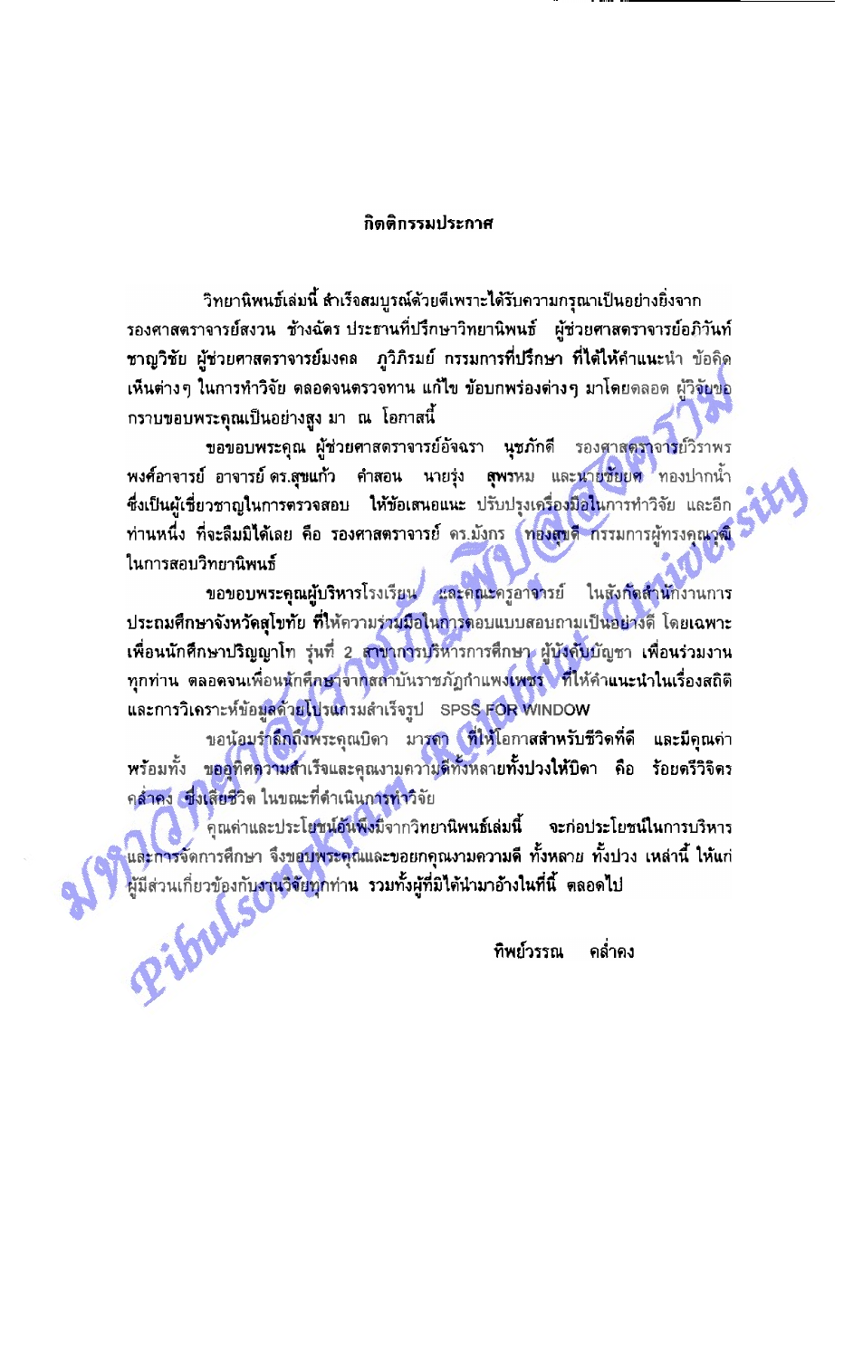## กิตติกรรมประกาศ

วิทยานิพนธ์เล่มนี้ สำเร็จสมบูรณ์ด้วยดีเพราะได้รับความกรุณาเป็นอย่างยิ่งจาก รองศาสตราจารย์สงวน ช้างฉัตร ประธานที่ปรึกษาวิทยานิพนธ์ ผู้ช่วยศาสตราจารย์อภิวันท์ ชาญวิชัย ผู้ช่วยศาสตราจารย์มงคล ภูวิภิรมย์ กรรมการที่ปรึกษา ที่ได้ให้คำแนะนำ ข้อคิดเห็นต่างๆ ในการทำวิจัย ตลอดจนตรวจทาน แก้ไข ข้อบกพร่องต่างๆ มาโดยตลอด ผู้วิจัยขอกราบขอบพระคุณเป็นอย่างสูง มา ณ โอกาสนี้

ขอขอบพระคุณ ผู้ช่วยศาสตราจารย์อัจฉรา นุชภักดี รองศาสตราจารย์วิราพร พงศ์อาจารย์ อาจารย์ ดร.สุขแก้ว คำสอน นายรุ่ง สุพรหม และนายชัยยศ ทองปากน้ำ ซึ่งเป็นผู้เชี่ยวชาญในการตรวจสอบ ให้ข้อเสนอแนะ ปรับปรุงเครื่องมือในการทำวิจัย และอีกท่านหนึ่ง ที่จะลืมมิได้เลย คือ รองศาสตราจารย์ ดร.มังกร ทองสุขดี กรรมการผู้ทรงคุณวุฒิในการสอบวิทยานิพนธ์

ขอขอบพระคุณผู้บริหารโรงเรียน และคณะครูอาจารย์ ในสังกัดสำนักงานการประถมศึกษาจังหวัดสุโขทัย ที่ให้ความร่วมมือในการตอบแบบสอบถามเป็นอย่างดี โดยเฉพาะเพื่อนนักศึกษาปริญญาโท รุ่นที่ 2 สาขาการบริหารการศึกษา ผู้บังคับบัญชา เพื่อนร่วมงานทุกท่าน ตลอดจนเพื่อนนักศึกษาจากสถาบันราชภัฏกำแพงเพชร ที่ให้คำแนะนำในเรื่องสถิติและการวิเคราะห์ข้อมูลด้วยโปรแกรมสำเร็จรูป SPSS FOR WINDOW

ขอน้อมรำลึกถึงพระคุณบิดา มารดา ที่ให้โอกาสสำหรับชีวิตที่ดี และมีคุณค่า พร้อมทั้ง ขออุทิศความสำเร็จและคุณงามความดีทั้งหลายทั้งปวงให้บิดา คือ ร้อยตรีวิจิตร คล้ำคง ซึ่งเสียชีวิต ในขณะที่ดำเนินการทำวิจัย

คุณค่าและประโยชน์อันพึงมีจากวิทยานิพนธ์เล่มนี้ จะก่อประโยชน์ในการบริหารและการจัดการศึกษา จึงขอบพระคุณและขอยกคุณงามความดี ทั้งหลาย ทั้งปวง เหล่านี้ ให้แก่ผู้มีส่วนเกี่ยวข้องกับงานวิจัยทุกท่าน รวมทั้งผู้ที่มิได้นำมาอ้างในที่นี้ ตลอดไป

ทิพย์วรรณ คล้ำคง